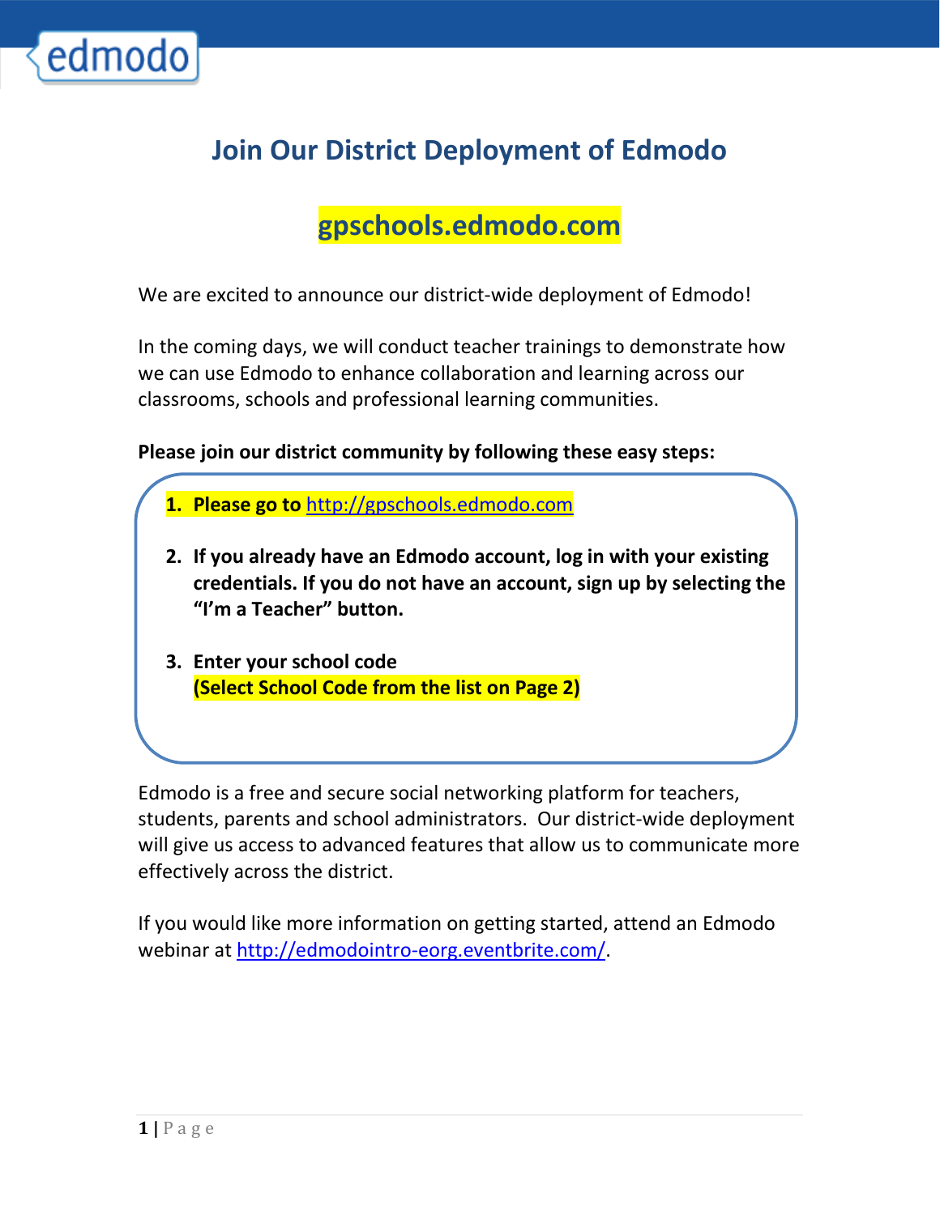edmodo

# Join Our District Deployment of Edmodo

## gpschools.edmodo.com

We are excited to announce our district-wide deployment of Edmodo!

In the coming days, we will conduct teacher trainings to demonstrate how we can use Edmodo to enhance collaboration and learning across our classrooms, schools and professional learning communities.

**Please join our district community by following these easy steps:**

1. **Please go to** http://gpschools.edmodo.com
2. **If you already have an Edmodo account, log in with your existing credentials. If you do not have an account, sign up by selecting the "I'm a Teacher" button.**
3. **Enter your school code**
   **(Select School Code from the list on Page 2)**

Edmodo is a free and secure social networking platform for teachers, students, parents and school administrators. Our district-wide deployment will give us access to advanced features that allow us to communicate more effectively across the district.

If you would like more information on getting started, attend an Edmodo webinar at http://edmodointro-eorg.eventbrite.com/.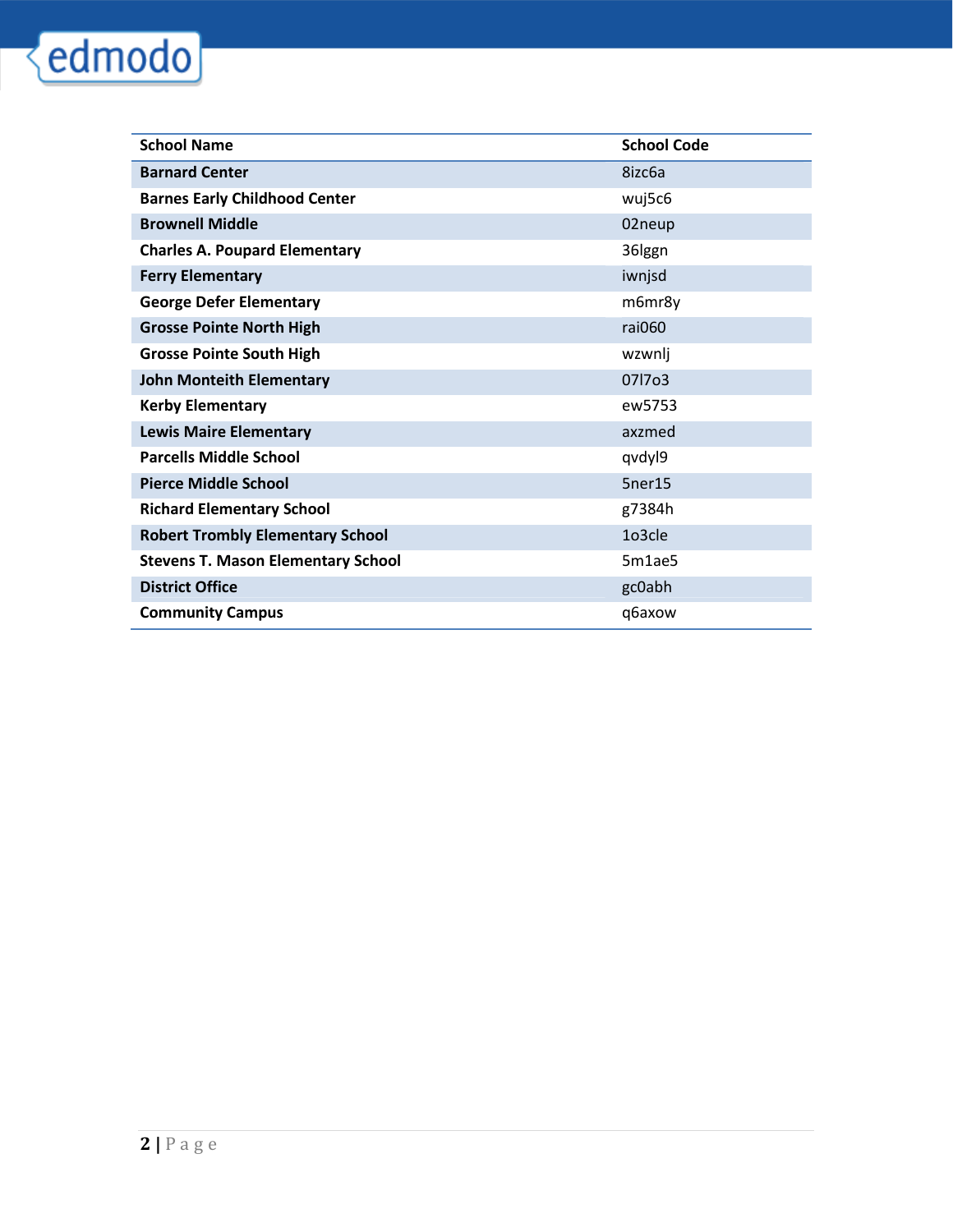| School Name | School Code |
|---|---|
| Barnard Center | 8izc6a |
| Barnes Early Childhood Center | wuj5c6 |
| Brownell Middle | 02neup |
| Charles A. Poupard Elementary | 36lggn |
| Ferry Elementary | iwnjsd |
| George Defer Elementary | m6mr8y |
| Grosse Pointe North High | rai060 |
| Grosse Pointe South High | wzwnlj |
| John Monteith Elementary | 07l7o3 |
| Kerby Elementary | ew5753 |
| Lewis Maire Elementary | axzmed |
| Parcells Middle School | qvdyl9 |
| Pierce Middle School | 5ner15 |
| Richard Elementary School | g7384h |
| Robert Trombly Elementary School | 1o3cle |
| Stevens T. Mason Elementary School | 5m1ae5 |
| District Office | gc0abh |
| Community Campus | q6axow |